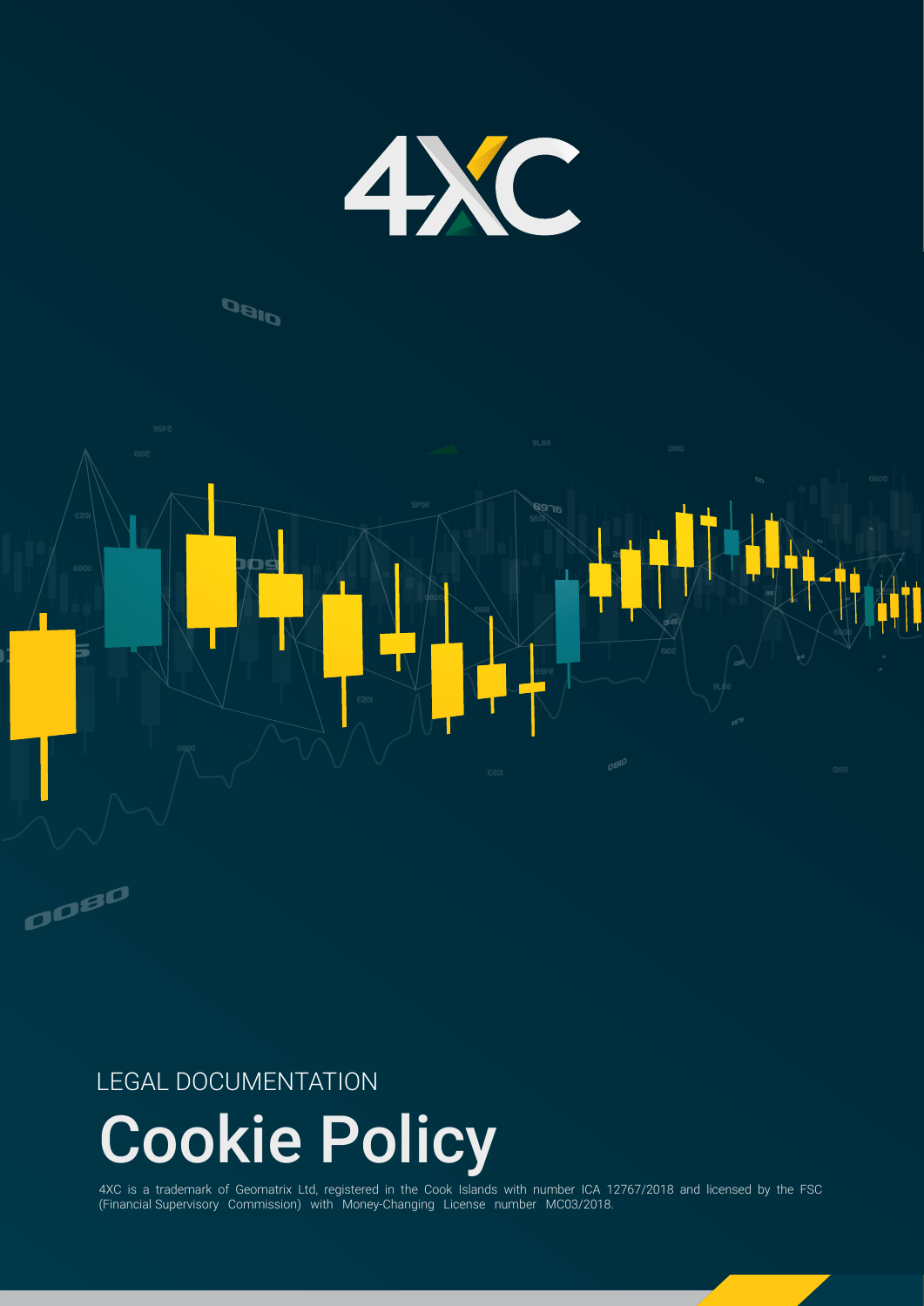LEGAL DOCUMENTATION

# Cookie Policy

4XC is a trademark of Geomatrix Ltd, registered in the Cook Islands with number ICA 12767/2018 and licensed by the FSC (Financial Supervisory Commission) with Money-Changing License number MC03/2018.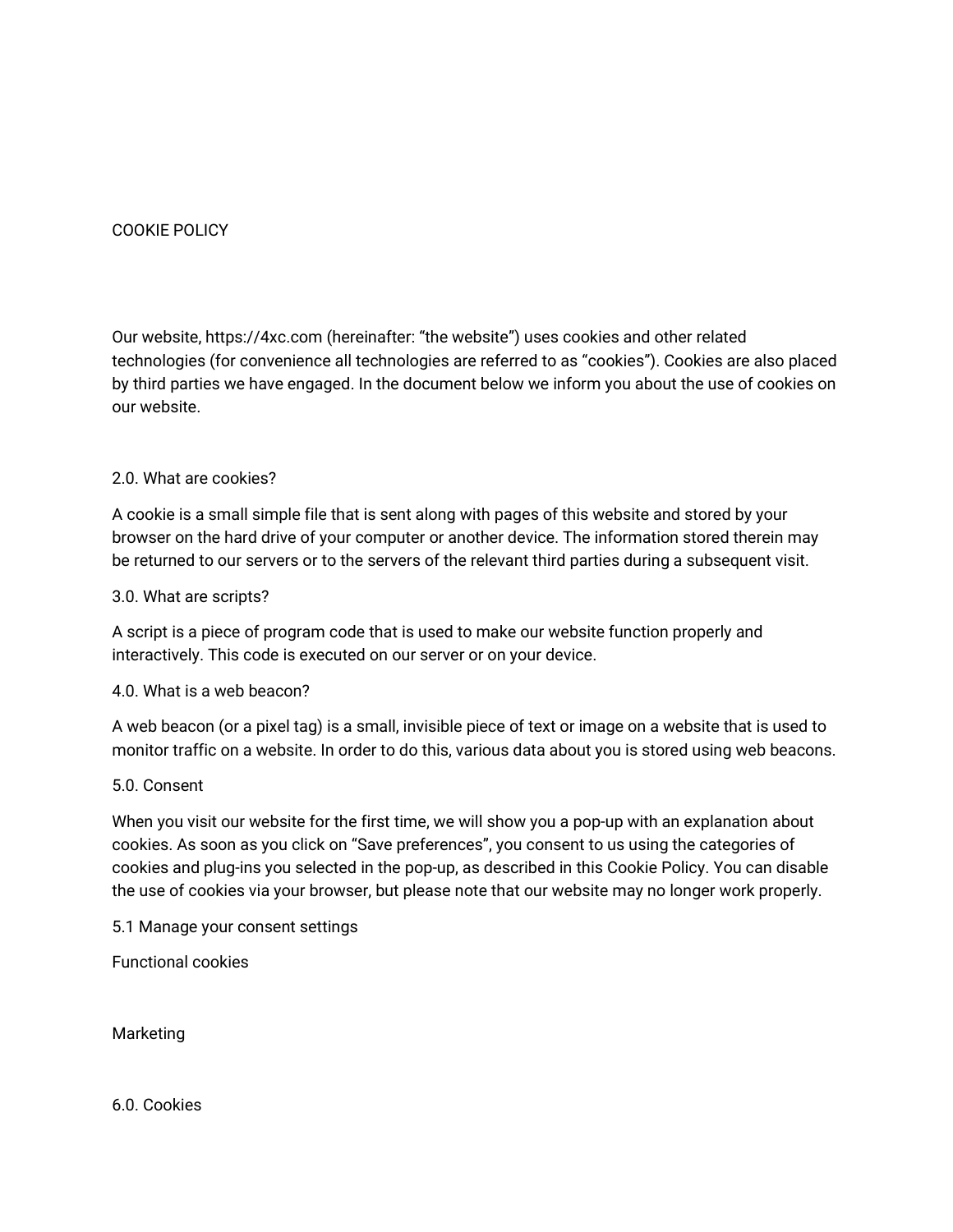# COOKIE POLICY

Our website, https://4xc.com (hereinafter: “the website”) uses cookies and other related technologies (for convenience all technologies are referred to as “cookies”). Cookies are also placed by third parties we have engaged. In the document below we inform you about the use of cookies on our website.

## 2.0. What are cookies?

A cookie is a small simple file that is sent along with pages of this website and stored by your browser on the hard drive of your computer or another device. The information stored therein may be returned to our servers or to the servers of the relevant third parties during a subsequent visit.

## 3.0. What are scripts?

A script is a piece of program code that is used to make our website function properly and interactively. This code is executed on our server or on your device.

## 4.0. What is a web beacon?

A web beacon (or a pixel tag) is a small, invisible piece of text or image on a website that is used to monitor traffic on a website. In order to do this, various data about you is stored using web beacons.

## 5.0. Consent

When you visit our website for the first time, we will show you a pop-up with an explanation about cookies. As soon as you click on “Save preferences”, you consent to us using the categories of cookies and plug-ins you selected in the pop-up, as described in this Cookie Policy. You can disable the use of cookies via your browser, but please note that our website may no longer work properly.

### 5.1 Manage your consent settings

Functional cookies

Marketing

## 6.0. Cookies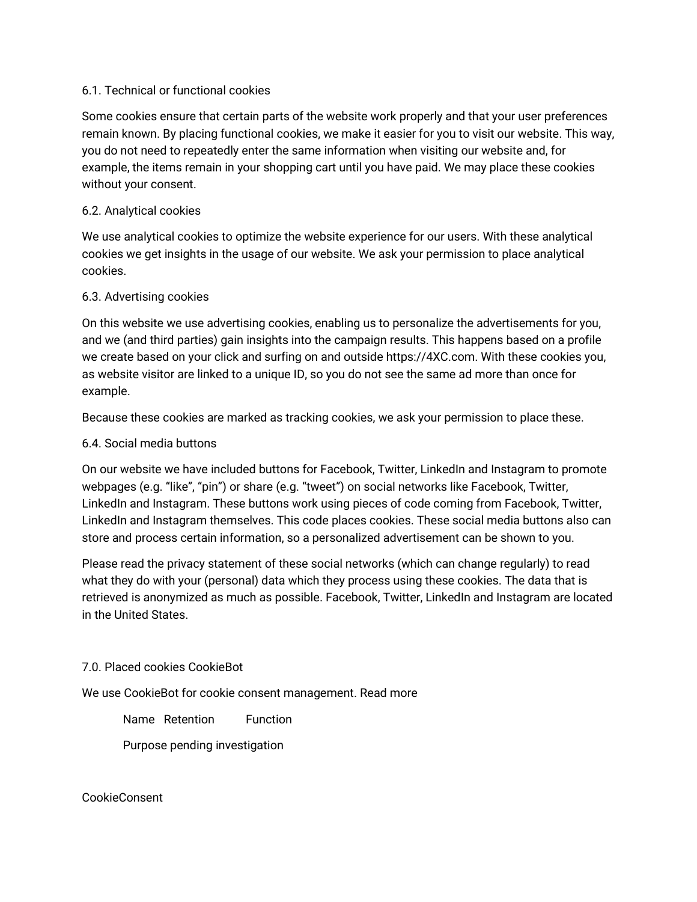### 6.1. Technical or functional cookies

Some cookies ensure that certain parts of the website work properly and that your user preferences remain known. By placing functional cookies, we make it easier for you to visit our website. This way, you do not need to repeatedly enter the same information when visiting our website and, for example, the items remain in your shopping cart until you have paid. We may place these cookies without your consent.

### 6.2. Analytical cookies

We use analytical cookies to optimize the website experience for our users. With these analytical cookies we get insights in the usage of our website. We ask your permission to place analytical cookies.

### 6.3. Advertising cookies

On this website we use advertising cookies, enabling us to personalize the advertisements for you, and we (and third parties) gain insights into the campaign results. This happens based on a profile we create based on your click and surfing on and outside https://4XC.com. With these cookies you, as website visitor are linked to a unique ID, so you do not see the same ad more than once for example.

Because these cookies are marked as tracking cookies, we ask your permission to place these.

### 6.4. Social media buttons

On our website we have included buttons for Facebook, Twitter, LinkedIn and Instagram to promote webpages (e.g. “like”, “pin”) or share (e.g. “tweet”) on social networks like Facebook, Twitter, LinkedIn and Instagram. These buttons work using pieces of code coming from Facebook, Twitter, LinkedIn and Instagram themselves. This code places cookies. These social media buttons also can store and process certain information, so a personalized advertisement can be shown to you.

Please read the privacy statement of these social networks (which can change regularly) to read what they do with your (personal) data which they process using these cookies. The data that is retrieved is anonymized as much as possible. Facebook, Twitter, LinkedIn and Instagram are located in the United States.

## 7.0. Placed cookies CookieBot

We use CookieBot for cookie consent management. Read more

Name Retention Function

Purpose pending investigation

CookieConsent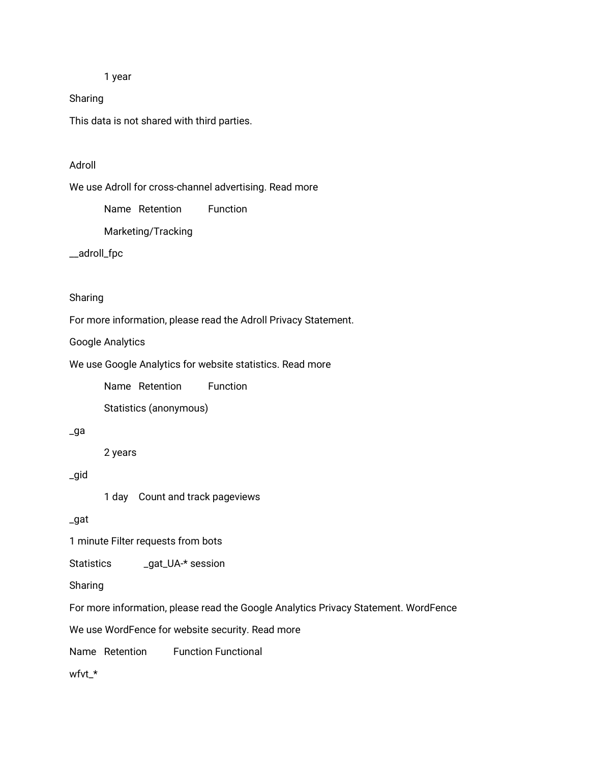1 year

Sharing

This data is not shared with third parties.

Adroll

We use Adroll for cross-channel advertising. Read more

Name Retention Function

Marketing/Tracking

__adroll_fpc

Sharing

For more information, please read the Adroll Privacy Statement.

Google Analytics

We use Google Analytics for website statistics. Read more

Name Retention Function

Statistics (anonymous)

_ga

2 years

_gid

1 day Count and track pageviews

_gat

1 minute Filter requests from bots

Statistics _gat_UA-* session

Sharing

For more information, please read the Google Analytics Privacy Statement. WordFence

We use WordFence for website security. Read more

Name Retention Function Functional

wfvt_*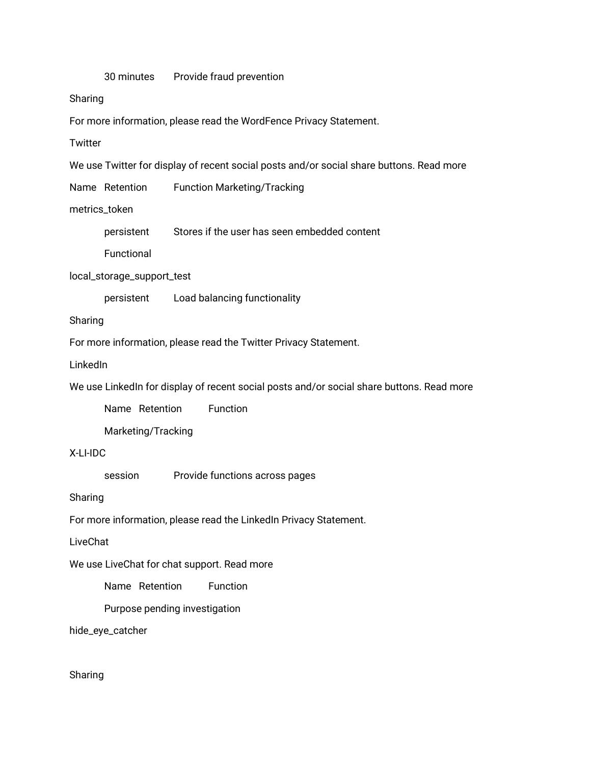30 minutes Provide fraud prevention

Sharing

For more information, please read the WordFence Privacy Statement.

Twitter

We use Twitter for display of recent social posts and/or social share buttons. Read more

Name Retention Function Marketing/Tracking

metrics_token

persistent Stores if the user has seen embedded content

Functional

local_storage_support_test

persistent Load balancing functionality

Sharing

For more information, please read the Twitter Privacy Statement.

LinkedIn

We use LinkedIn for display of recent social posts and/or social share buttons. Read more

Name Retention Function

Marketing/Tracking

X-LI-IDC

session Provide functions across pages

Sharing

For more information, please read the LinkedIn Privacy Statement.

LiveChat

We use LiveChat for chat support. Read more

Name Retention Function

Purpose pending investigation

hide_eye_catcher

Sharing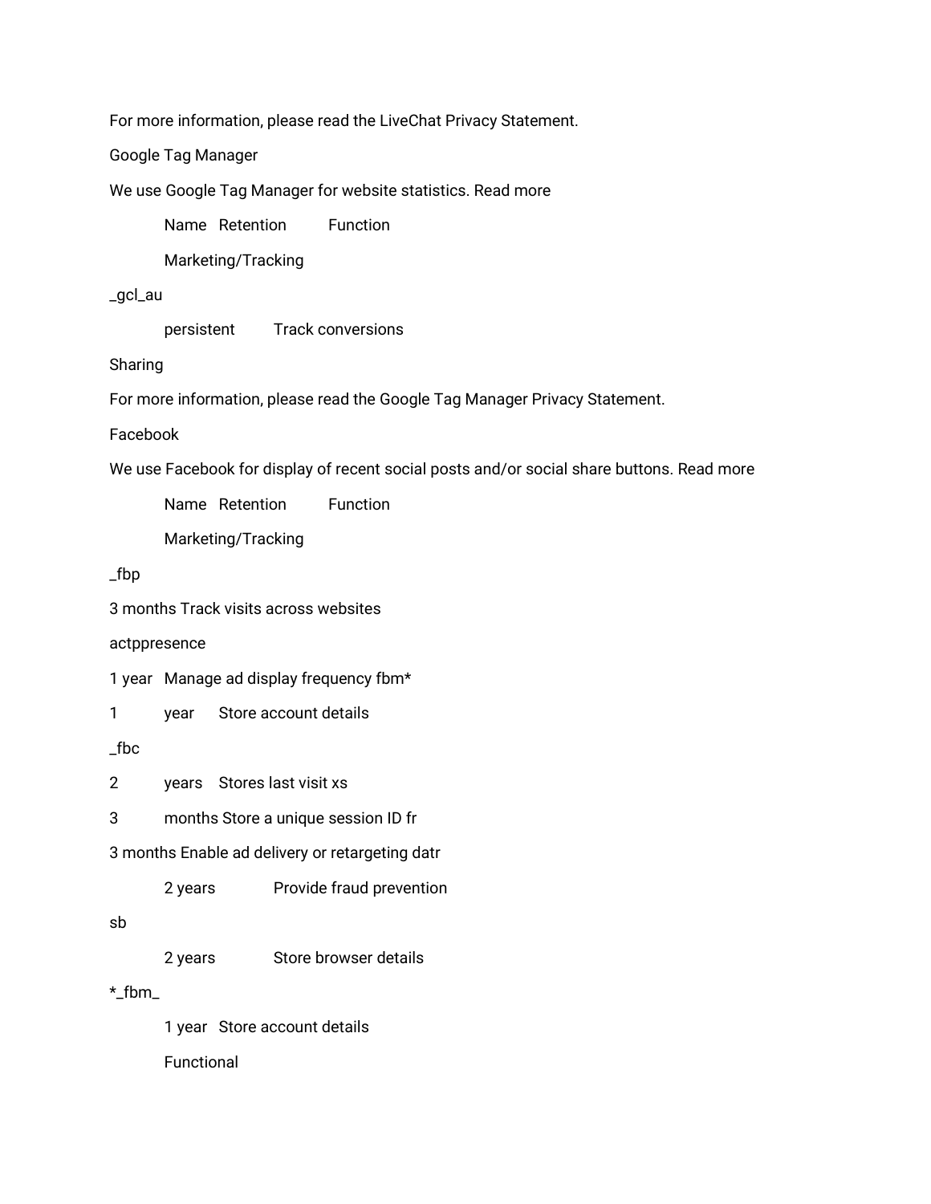For more information, please read the LiveChat Privacy Statement.

Google Tag Manager

We use Google Tag Manager for website statistics. Read more

Name Retention Function

Marketing/Tracking

_gcl_au

persistent Track conversions

Sharing

For more information, please read the Google Tag Manager Privacy Statement.

Facebook

We use Facebook for display of recent social posts and/or social share buttons. Read more

Name Retention Function

Marketing/Tracking

_fbp

3 months Track visits across websites

actppresence

1 year Manage ad display frequency fbm*

1 year Store account details

_fbc

2 years Stores last visit xs

3 months Store a unique session ID fr

3 months Enable ad delivery or retargeting datr

2 years Provide fraud prevention

sb

2 years Store browser details

*_fbm_

1 year Store account details

Functional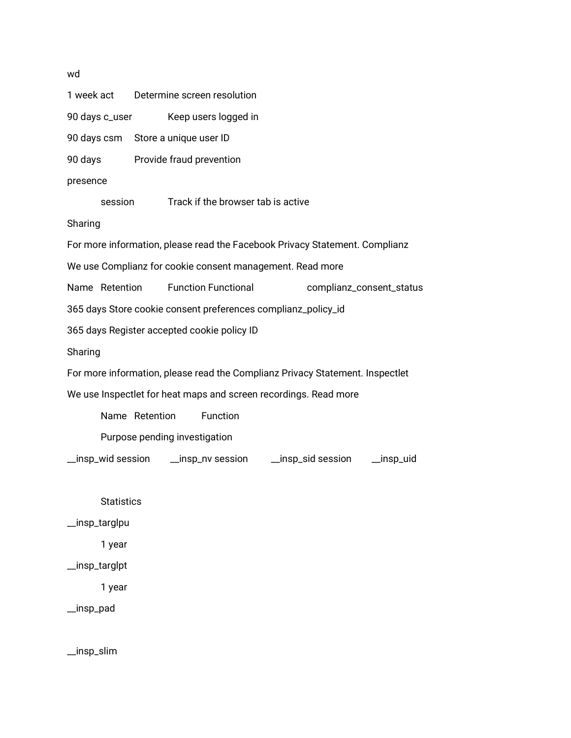wd

1 week act Determine screen resolution

90 days c_user Keep users logged in

90 days csm Store a unique user ID

90 days Provide fraud prevention

presence

session Track if the browser tab is active

Sharing

For more information, please read the Facebook Privacy Statement. Complianz

We use Complianz for cookie consent management. Read more

Name Retention Function Functional complianz_consent_status

365 days Store cookie consent preferences complianz_policy_id

365 days Register accepted cookie policy ID

Sharing

For more information, please read the Complianz Privacy Statement. Inspectlet

We use Inspectlet for heat maps and screen recordings. Read more

Name Retention Function

Purpose pending investigation

__insp_wid session __insp_nv session __insp_sid session __insp_uid

Statistics

__insp_targlpu

1 year

__insp_targlpt

1 year

__insp_pad

__insp_slim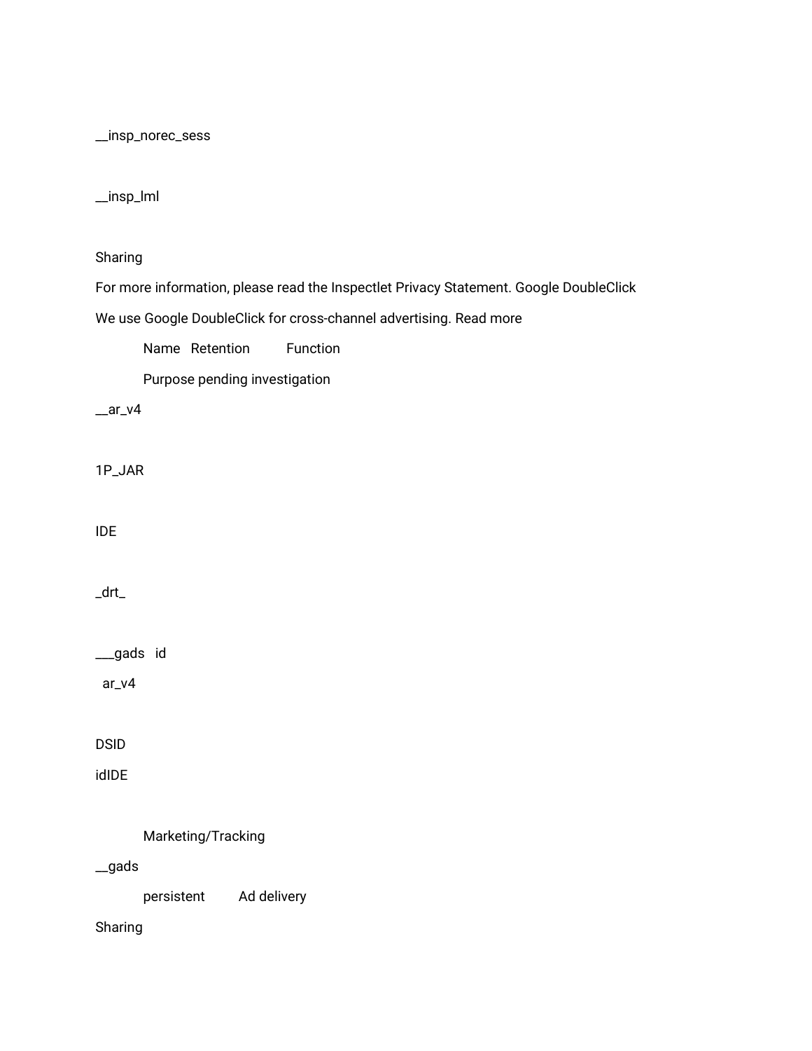__insp_norec_sess

__insp_lml

Sharing

For more information, please read the Inspectlet Privacy Statement. Google DoubleClick

We use Google DoubleClick for cross-channel advertising. Read more

Name   Retention   Function

Purpose pending investigation

__ar_v4

1P_JAR

IDE

_drt_

___gads   id

ar_v4

DSID

idIDE

Marketing/Tracking

__gads

persistent   Ad delivery

Sharing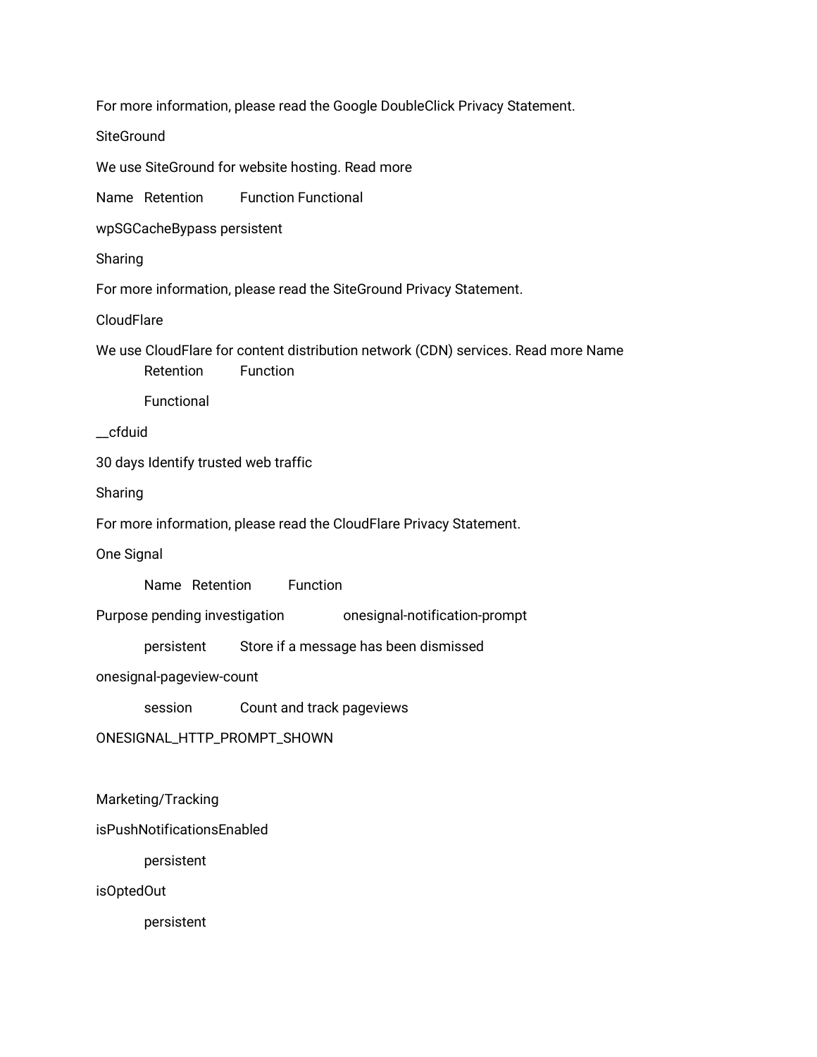For more information, please read the Google DoubleClick Privacy Statement.

SiteGround

We use SiteGround for website hosting. Read more

Name Retention Function Functional

wpSGCacheBypass persistent

Sharing

For more information, please read the SiteGround Privacy Statement.

CloudFlare

We use CloudFlare for content distribution network (CDN) services. Read more Name

Retention Function

Functional

__cfduid

30 days Identify trusted web traffic

Sharing

For more information, please read the CloudFlare Privacy Statement.

One Signal

Name Retention Function

Purpose pending investigation onesignal-notification-prompt

persistent Store if a message has been dismissed

onesignal-pageview-count

session Count and track pageviews

ONESIGNAL_HTTP_PROMPT_SHOWN

Marketing/Tracking

isPushNotificationsEnabled

persistent

isOptedOut

persistent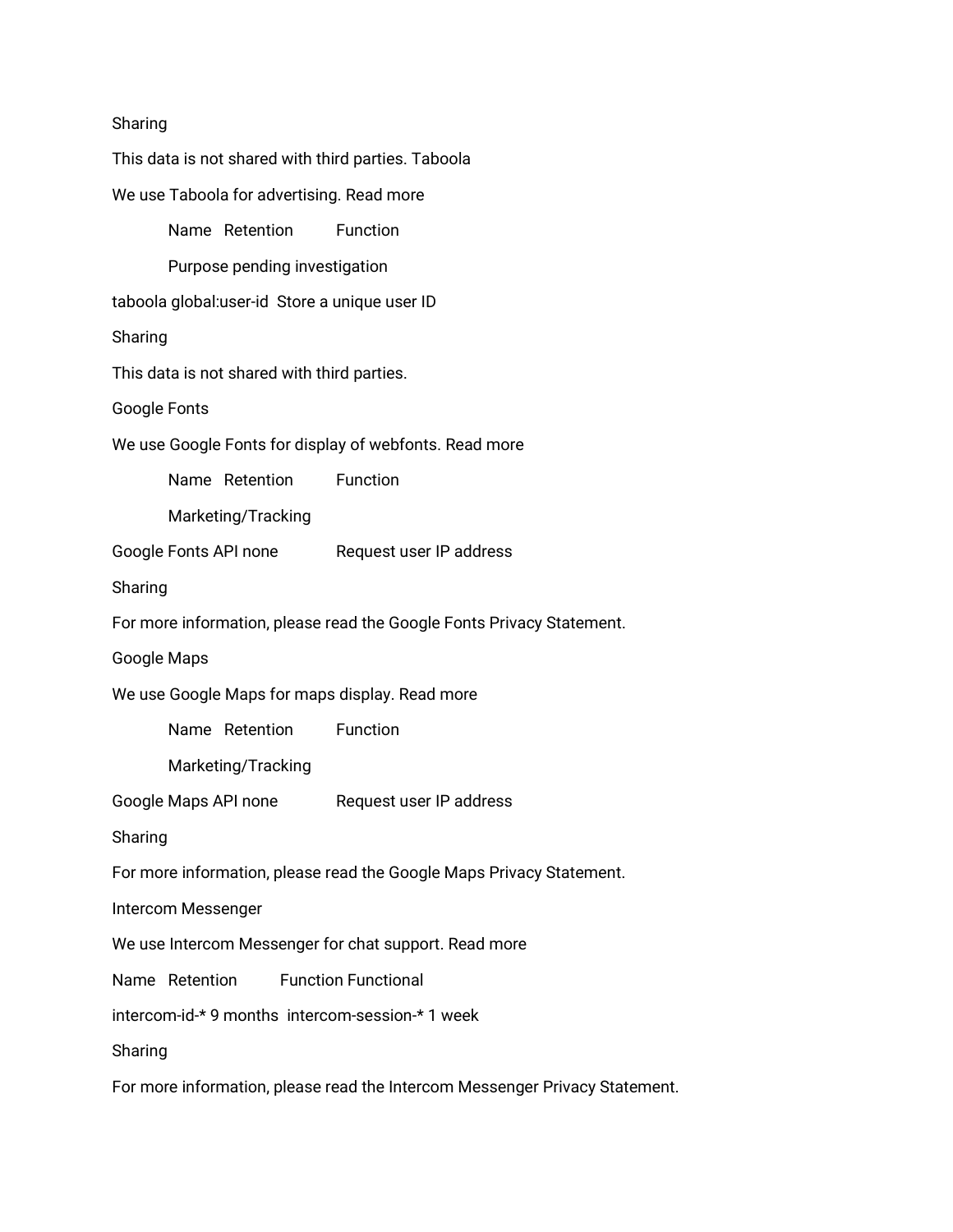Sharing

This data is not shared with third parties. Taboola

We use Taboola for advertising. Read more

Name Retention Function

Purpose pending investigation

taboola global:user-id Store a unique user ID

Sharing

This data is not shared with third parties.

Google Fonts

We use Google Fonts for display of webfonts. Read more

Name Retention Function

Marketing/Tracking

Google Fonts API none Request user IP address

Sharing

For more information, please read the Google Fonts Privacy Statement.

Google Maps

We use Google Maps for maps display. Read more

Name Retention Function

Marketing/Tracking

Google Maps API none Request user IP address

Sharing

For more information, please read the Google Maps Privacy Statement.

Intercom Messenger

We use Intercom Messenger for chat support. Read more

Name Retention Function Functional

intercom-id-* 9 months intercom-session-* 1 week

Sharing

For more information, please read the Intercom Messenger Privacy Statement.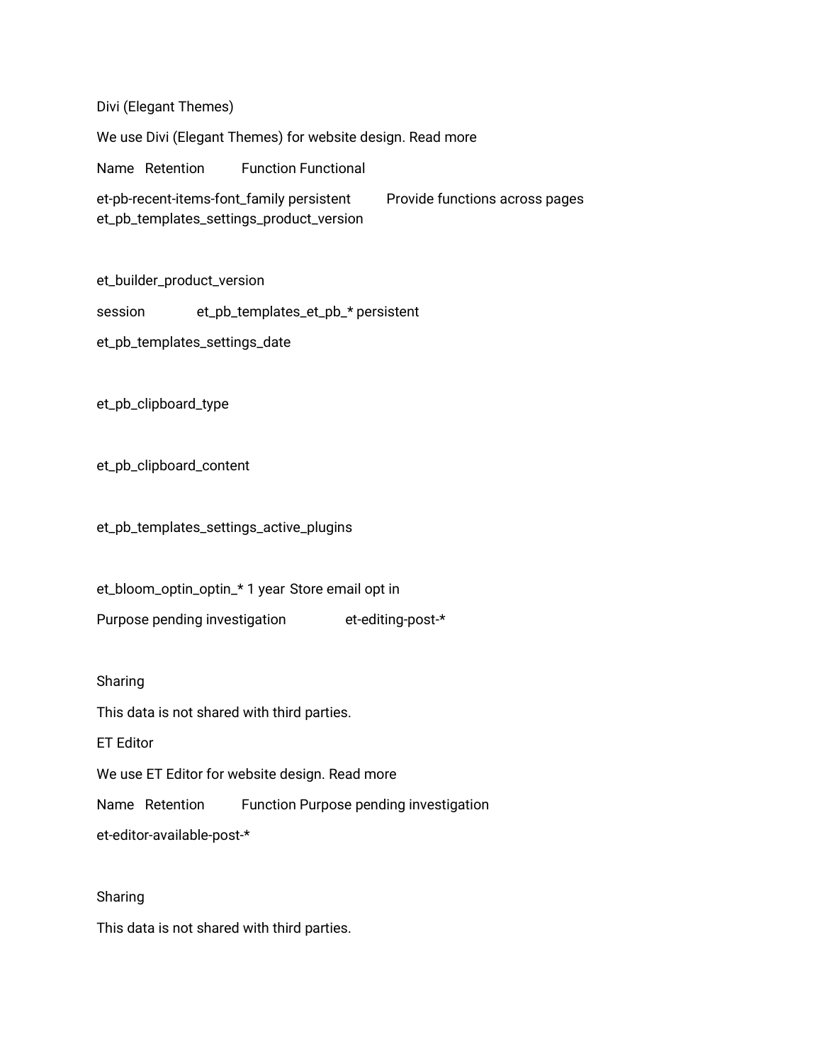Divi (Elegant Themes)

We use Divi (Elegant Themes) for website design. Read more

Name Retention Function Functional

et-pb-recent-items-font_family persistent Provide functions across pages
et_pb_templates_settings_product_version

et_builder_product_version

session et_pb_templates_et_pb_* persistent

et_pb_templates_settings_date

et_pb_clipboard_type

et_pb_clipboard_content

et_pb_templates_settings_active_plugins

et_bloom_optin_optin_* 1 year Store email opt in

Purpose pending investigation et-editing-post-*

Sharing

This data is not shared with third parties.

ET Editor

We use ET Editor for website design. Read more

Name Retention Function Purpose pending investigation

et-editor-available-post-*

Sharing

This data is not shared with third parties.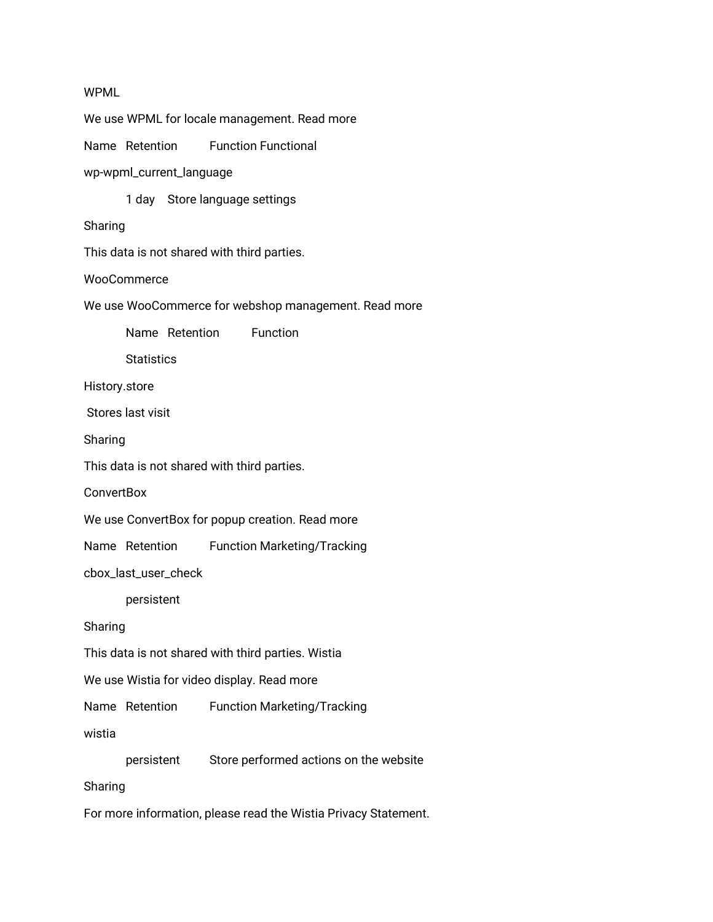WPML

We use WPML for locale management. Read more

Name Retention Function Functional

wp-wpml_current_language

1 day Store language settings

Sharing

This data is not shared with third parties.

WooCommerce

We use WooCommerce for webshop management. Read more

Name Retention Function

Statistics

History.store

Stores last visit

Sharing

This data is not shared with third parties.

ConvertBox

We use ConvertBox for popup creation. Read more

Name Retention Function Marketing/Tracking

cbox_last_user_check

persistent

Sharing

This data is not shared with third parties. Wistia

We use Wistia for video display. Read more

Name Retention Function Marketing/Tracking

wistia

persistent Store performed actions on the website

Sharing

For more information, please read the Wistia Privacy Statement.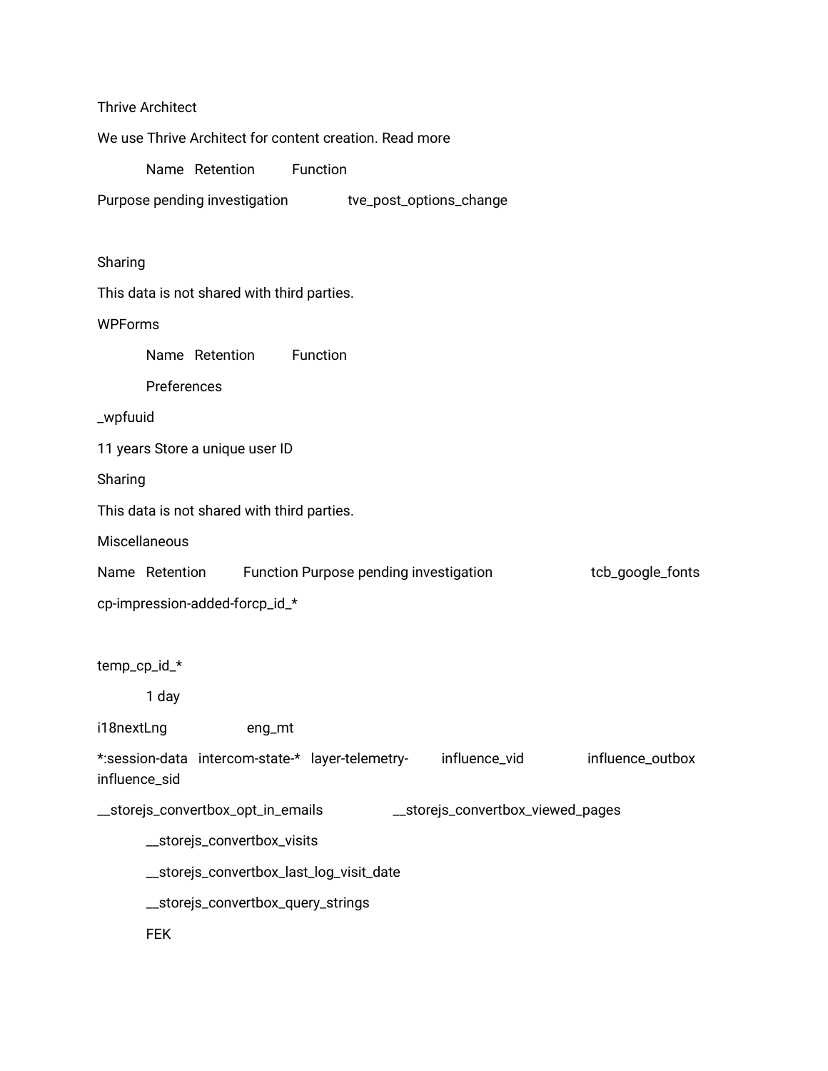Thrive Architect

We use Thrive Architect for content creation. Read more

Name Retention Function

Purpose pending investigation tve_post_options_change

Sharing

This data is not shared with third parties.

WPForms

Name Retention Function

Preferences

_wpfuuid

11 years Store a unique user ID

Sharing

This data is not shared with third parties.

Miscellaneous

Name Retention Function Purpose pending investigation tcb_google_fonts

cp-impression-added-forcp_id_*

temp_cp_id_*

1 day

i18nextLng eng_mt

*:session-data intercom-state-* layer-telemetry- influence_vid influence_outbox influence_sid

__storejs_convertbox_opt_in_emails __storejs_convertbox_viewed_pages

__storejs_convertbox_visits

__storejs_convertbox_last_log_visit_date

__storejs_convertbox_query_strings

FEK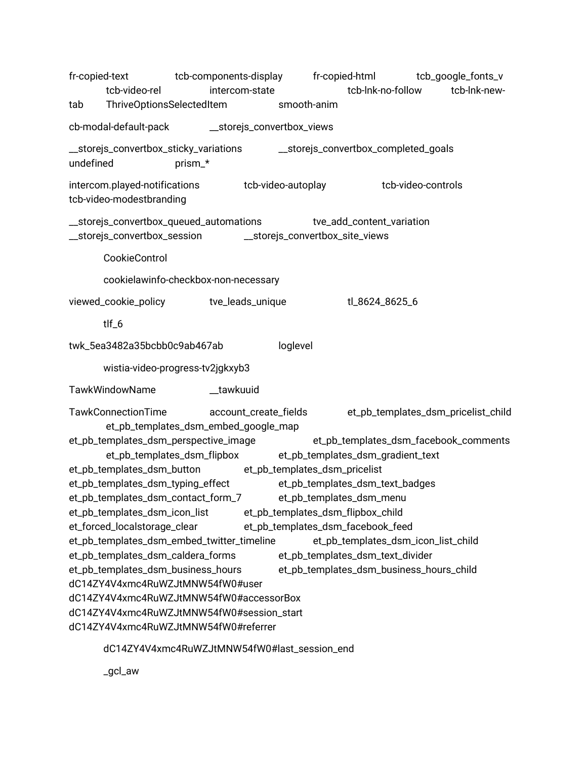fr-copied-text tcb-components-display fr-copied-html tcb_google_fonts_v tcb-video-rel intercom-state tcb-lnk-no-follow tcb-lnk-new-tab ThriveOptionsSelectedItem smooth-anim

cb-modal-default-pack __storejs_convertbox_views

__storejs_convertbox_sticky_variations __storejs_convertbox_completed_goals undefined prism_*

intercom.played-notifications tcb-video-autoplay tcb-video-controls tcb-video-modestbranding

__storejs_convertbox_queued_automations tve_add_content_variation __storejs_convertbox_session __storejs_convertbox_site_views

CookieControl

cookielawinfo-checkbox-non-necessary

viewed_cookie_policy tve_leads_unique tl_8624_8625_6

tlf_6

twk_5ea3482a35bcbb0c9ab467ab loglevel

wistia-video-progress-tv2jgkxyb3

TawkWindowName __tawkuuid

TawkConnectionTime account_create_fields et_pb_templates_dsm_pricelist_child et_pb_templates_dsm_embed_google_map et_pb_templates_dsm_perspective_image et_pb_templates_dsm_facebook_comments et_pb_templates_dsm_flipbox et_pb_templates_dsm_gradient_text et_pb_templates_dsm_button et_pb_templates_dsm_pricelist et_pb_templates_dsm_typing_effect et_pb_templates_dsm_text_badges et_pb_templates_dsm_contact_form_7 et_pb_templates_dsm_menu et_pb_templates_dsm_icon_list et_pb_templates_dsm_flipbox_child et_forced_localstorage_clear et_pb_templates_dsm_facebook_feed et_pb_templates_dsm_embed_twitter_timeline et_pb_templates_dsm_icon_list_child et_pb_templates_dsm_caldera_forms et_pb_templates_dsm_text_divider et_pb_templates_dsm_business_hours et_pb_templates_dsm_business_hours_child dC14ZY4V4xmc4RuWZJtMNW54fW0#user dC14ZY4V4xmc4RuWZJtMNW54fW0#accessorBox dC14ZY4V4xmc4RuWZJtMNW54fW0#session_start dC14ZY4V4xmc4RuWZJtMNW54fW0#referrer

dC14ZY4V4xmc4RuWZJtMNW54fW0#last_session_end

_gcl_aw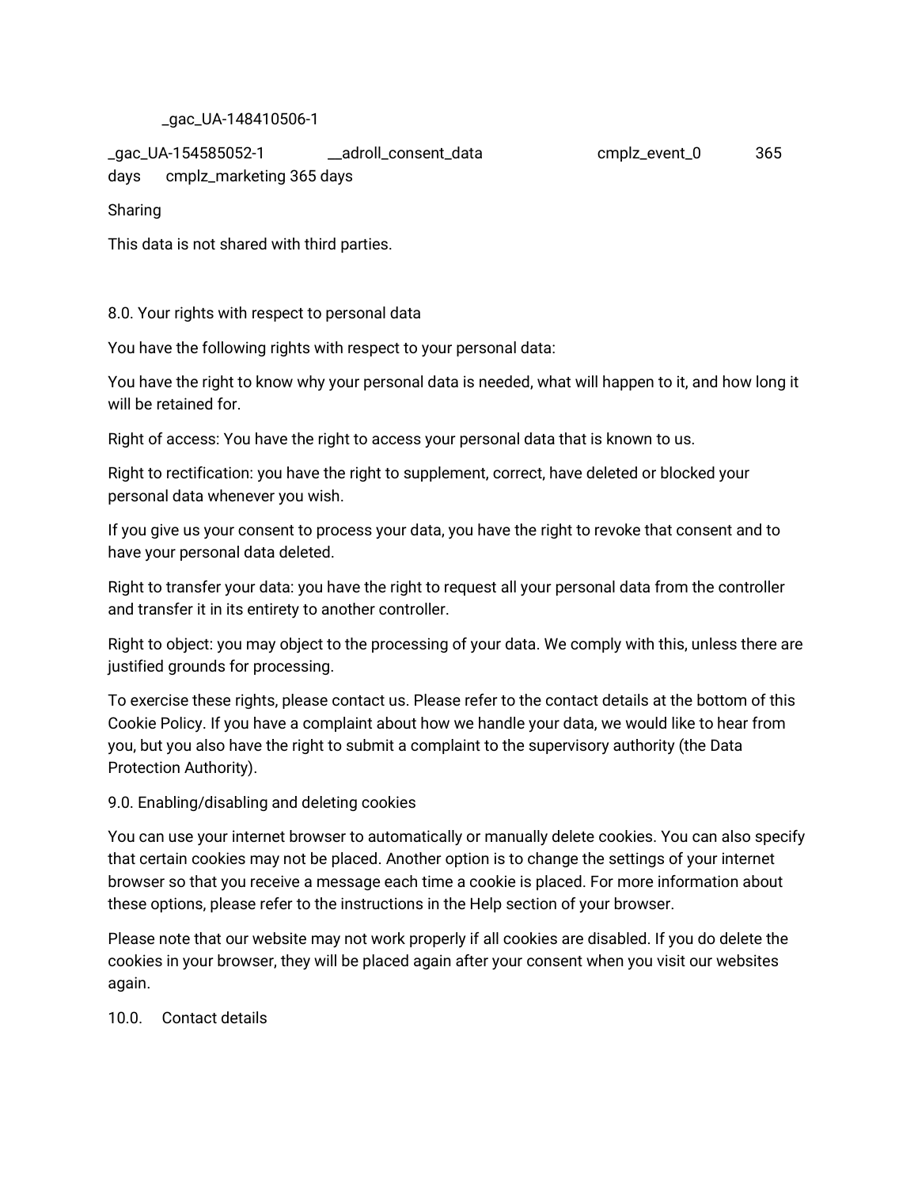_gac_UA-148410506-1

_gac_UA-154585052-1 __adroll_consent_data cmplz_event_0 365 days cmplz_marketing 365 days

Sharing

This data is not shared with third parties.

8.0. Your rights with respect to personal data

You have the following rights with respect to your personal data:

You have the right to know why your personal data is needed, what will happen to it, and how long it will be retained for.

Right of access: You have the right to access your personal data that is known to us.

Right to rectification: you have the right to supplement, correct, have deleted or blocked your personal data whenever you wish.

If you give us your consent to process your data, you have the right to revoke that consent and to have your personal data deleted.

Right to transfer your data: you have the right to request all your personal data from the controller and transfer it in its entirety to another controller.

Right to object: you may object to the processing of your data. We comply with this, unless there are justified grounds for processing.

To exercise these rights, please contact us. Please refer to the contact details at the bottom of this Cookie Policy. If you have a complaint about how we handle your data, we would like to hear from you, but you also have the right to submit a complaint to the supervisory authority (the Data Protection Authority).

9.0. Enabling/disabling and deleting cookies

You can use your internet browser to automatically or manually delete cookies. You can also specify that certain cookies may not be placed. Another option is to change the settings of your internet browser so that you receive a message each time a cookie is placed. For more information about these options, please refer to the instructions in the Help section of your browser.

Please note that our website may not work properly if all cookies are disabled. If you do delete the cookies in your browser, they will be placed again after your consent when you visit our websites again.

10.0. Contact details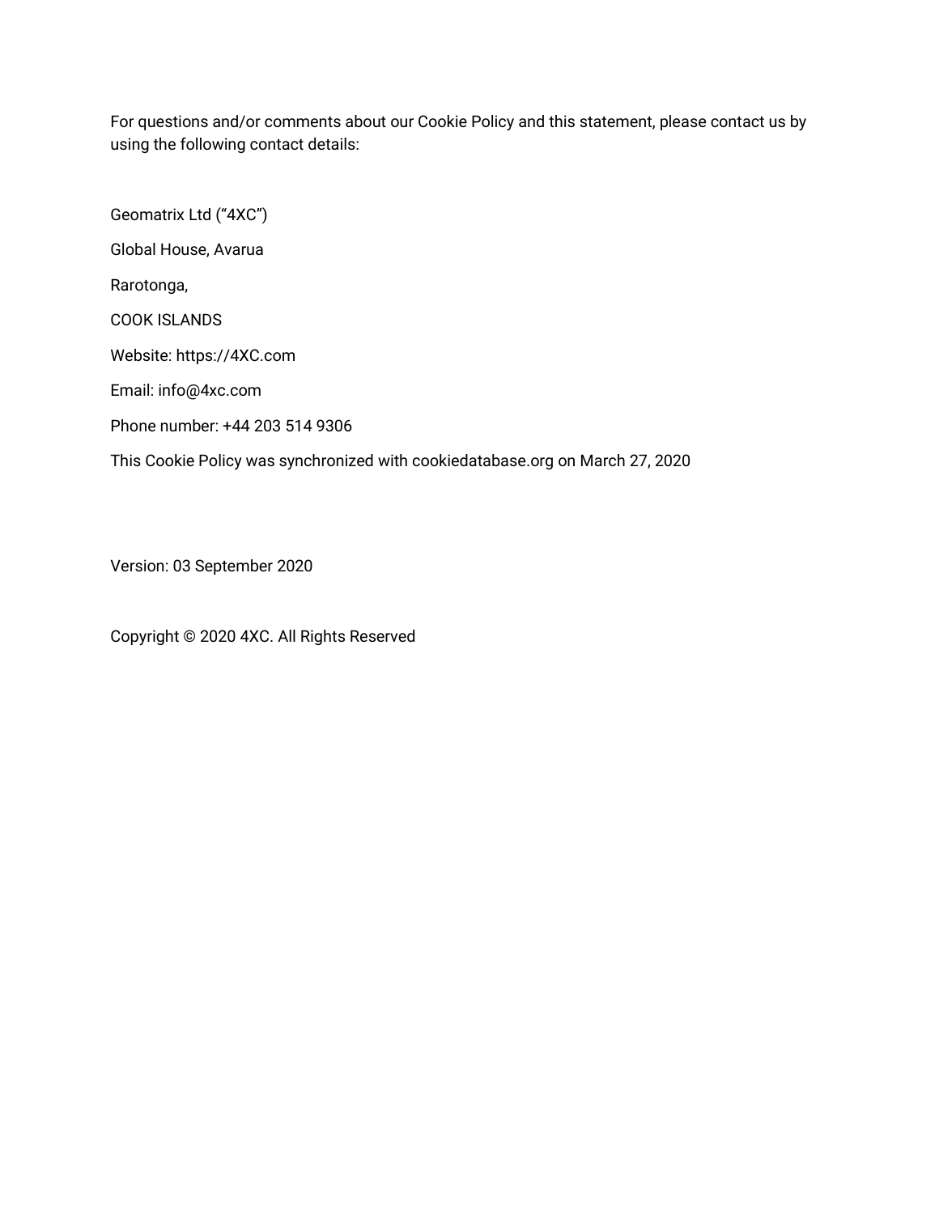For questions and/or comments about our Cookie Policy and this statement, please contact us by using the following contact details:

Geomatrix Ltd ("4XC")

Global House, Avarua

Rarotonga,

COOK ISLANDS

Website: https://4XC.com

Email: info@4xc.com

Phone number: +44 203 514 9306

This Cookie Policy was synchronized with cookiedatabase.org on March 27, 2020

Version: 03 September 2020

Copyright © 2020 4XC. All Rights Reserved